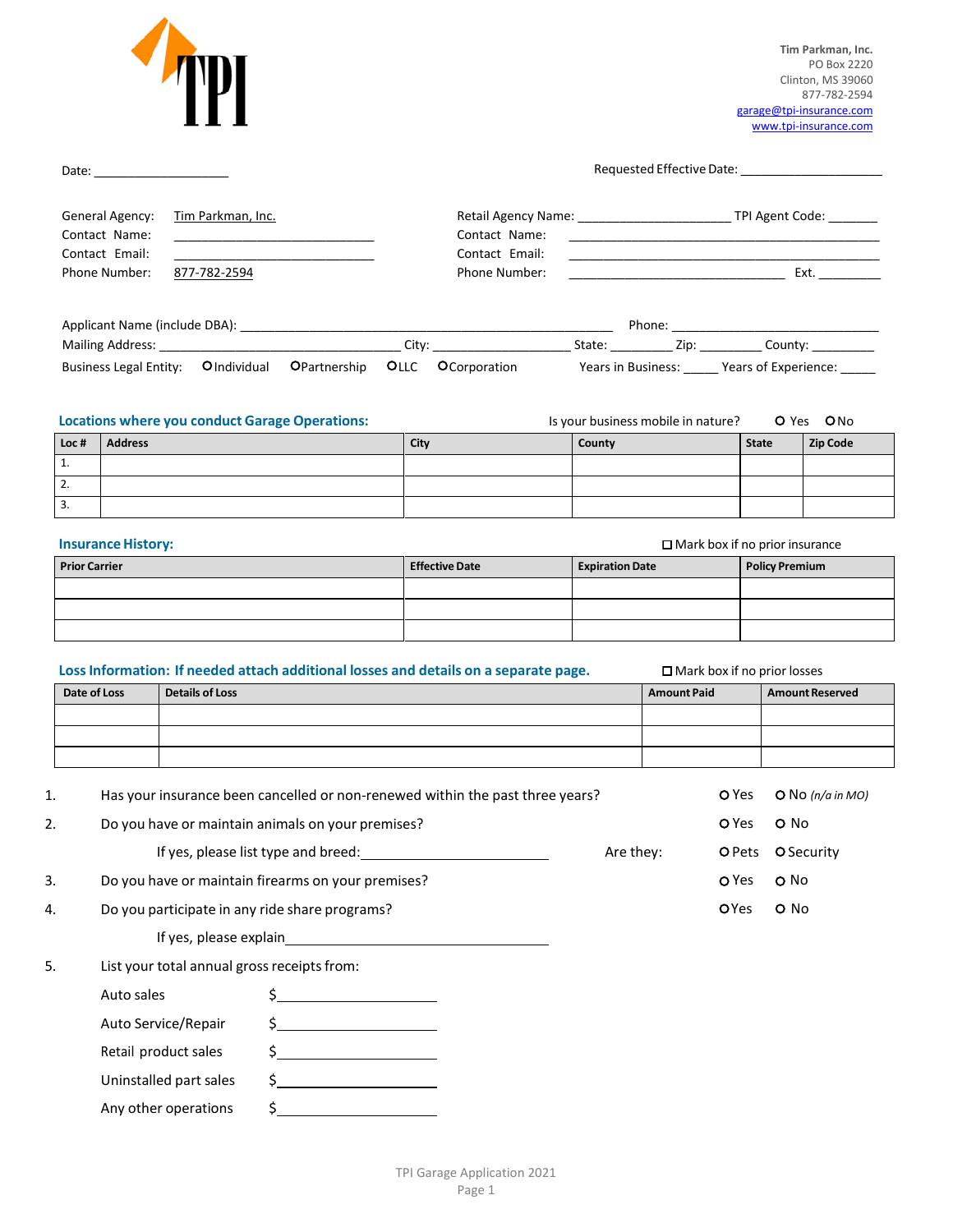TPI

**Tim Parkman, Inc.**
PO Box 2220
Clinton, MS 39060
877-782-2594
garage@tpi-insurance.com
www.tpi-insurance.com

Date: ____________________ Requested Effective Date: ____________________

General Agency: Tim Parkman, Inc.
Contact Name: ____________________
Contact Email: ____________________
Phone Number: 877-782-2594

Retail Agency Name: ____________________ TPI Agent Code: _______
Contact Name: ____________________
Contact Email: ____________________
Phone Number: ____________________ Ext. _________

Applicant Name (include DBA): ____________________ Phone: ____________________
Mailing Address: ____________________ City: ____________ State: ________ Zip: ________ County: _________
Business Legal Entity: O Individual O Partnership O LLC O Corporation Years in Business: _____ Years of Experience: _____

## Locations where you conduct Garage Operations:

Is your business mobile in nature? O Yes O No

| Loc # | Address | City | County | State | Zip Code |
|---|---|---|---|---|---|
| 1. | | | | | |
| 2. | | | | | |
| 3. | | | | | |

## Insurance History:

☐ Mark box if no prior insurance

| Prior Carrier | Effective Date | Expiration Date | Policy Premium |
|---|---|---|---|
| | | | |
| | | | |
| | | | |

## Loss Information: If needed attach additional losses and details on a separate page.

☐ Mark box if no prior losses

| Date of Loss | Details of Loss | Amount Paid | Amount Reserved |
|---|---|---|---|
| | | | |
| | | | |
| | | | |

1. Has your insurance been cancelled or non-renewed within the past three years? O Yes O No *(n/a in MO)*
2. Do you have or maintain animals on your premises? O Yes O No

   If yes, please list type and breed: ____________________ Are they: O Pets O Security
3. Do you have or maintain firearms on your premises? O Yes O No
4. Do you participate in any ride share programs? O Yes O No

   If yes, please explain ____________________
5. List your total annual gross receipts from:

   Auto sales $____________________

   Auto Service/Repair $____________________

   Retail product sales $____________________

   Uninstalled part sales $____________________

   Any other operations $____________________

TPI Garage Application 2021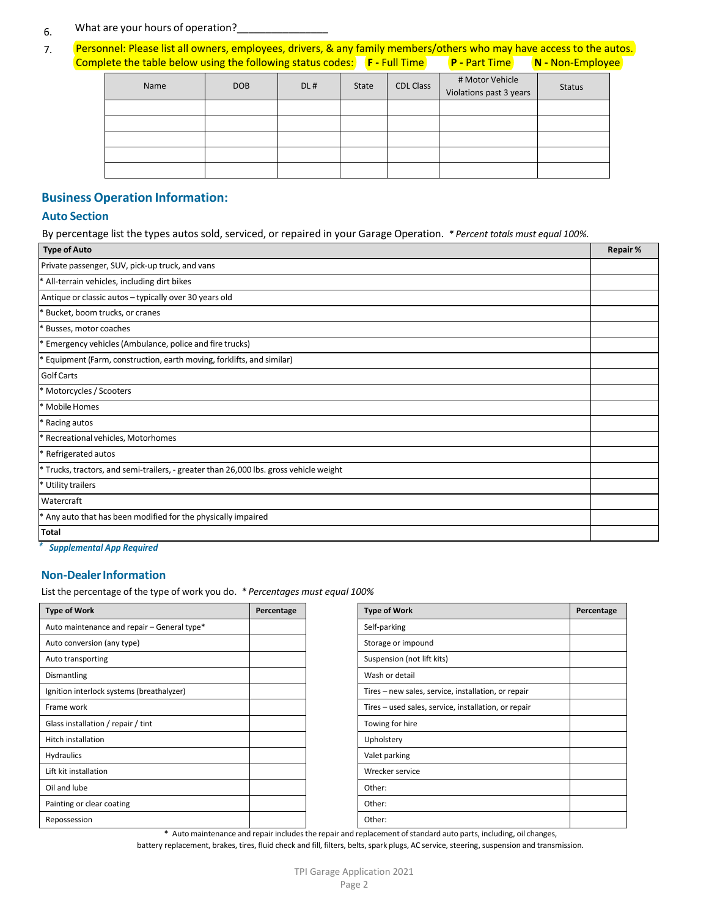6. What are your hours of operation?_______________

7. Personnel: Please list all owners, employees, drivers, & any family members/others who may have access to the autos. Complete the table below using the following status codes: **F -** Full Time **P -** Part Time **N -** Non-Employee

| Name | DOB | DL # | State | CDL Class | # Motor Vehicle Violations past 3 years | Status |
|---|---|---|---|---|---|---|
| | | | | | | |
| | | | | | | |
| | | | | | | |
| | | | | | | |
| | | | | | | |

## Business Operation Information:

### Auto Section

By percentage list the types autos sold, serviced, or repaired in your Garage Operation. *\* Percent totals must equal 100%.*

| Type of Auto | Repair % |
|---|---|
| Private passenger, SUV, pick-up truck, and vans | |
| * All-terrain vehicles, including dirt bikes | |
| Antique or classic autos – typically over 30 years old | |
| * Bucket, boom trucks, or cranes | |
| * Busses, motor coaches | |
| * Emergency vehicles (Ambulance, police and fire trucks) | |
| * Equipment (Farm, construction, earth moving, forklifts, and similar) | |
| Golf Carts | |
| * Motorcycles / Scooters | |
| * Mobile Homes | |
| * Racing autos | |
| * Recreational vehicles, Motorhomes | |
| * Refrigerated autos | |
| * Trucks, tractors, and semi-trailers, - greater than 26,000 lbs. gross vehicle weight | |
| * Utility trailers | |
| Watercraft | |
| * Any auto that has been modified for the physically impaired | |
| **Total** | |

\* ***Supplemental App Required***

## Non-Dealer Information

List the percentage of the type of work you do. *\* Percentages must equal 100%*

| Type of Work | Percentage |
|---|---|
| Auto maintenance and repair – General type* | |
| Auto conversion (any type) | |
| Auto transporting | |
| Dismantling | |
| Ignition interlock systems (breathalyzer) | |
| Frame work | |
| Glass installation / repair / tint | |
| Hitch installation | |
| Hydraulics | |
| Lift kit installation | |
| Oil and lube | |
| Painting or clear coating | |
| Repossession | |

| Type of Work | Percentage |
|---|---|
| Self-parking | |
| Storage or impound | |
| Suspension (not lift kits) | |
| Wash or detail | |
| Tires – new sales, service, installation, or repair | |
| Tires – used sales, service, installation, or repair | |
| Towing for hire | |
| Upholstery | |
| Valet parking | |
| Wrecker service | |
| Other: | |
| Other: | |
| Other: | |

\* Auto maintenance and repair includes the repair and replacement of standard auto parts, including, oil changes, battery replacement, brakes, tires, fluid check and fill, filters, belts, spark plugs, AC service, steering, suspension and transmission.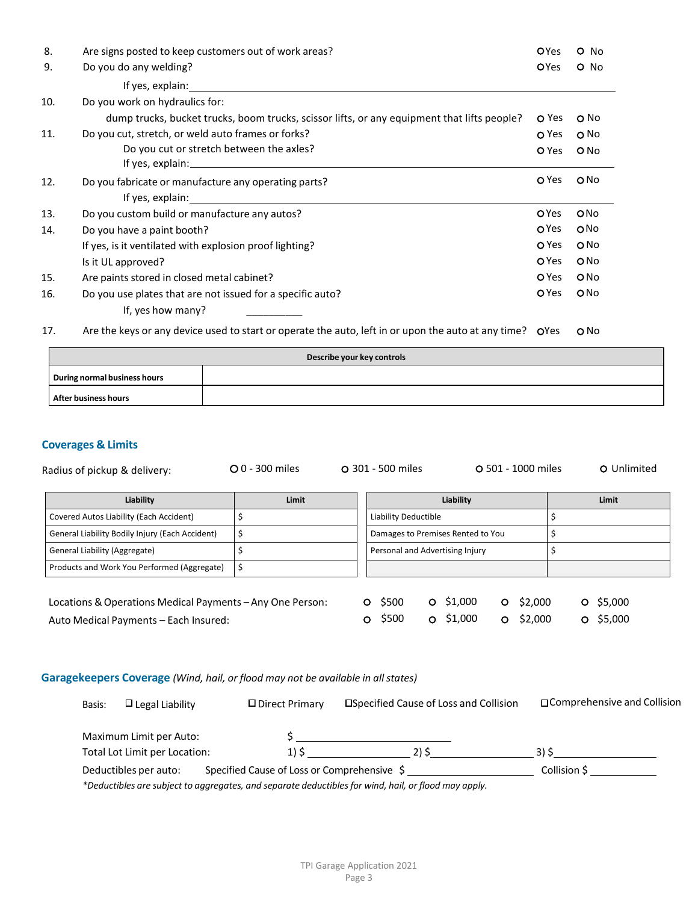8. Are signs posted to keep customers out of work areas? ○ Yes ○ No
9. Do you do any welding? ○ Yes ○ No

   If yes, explain: ____________________

10. Do you work on hydraulics for:

    dump trucks, bucket trucks, boom trucks, scissor lifts, or any equipment that lifts people? ○ Yes ○ No

11. Do you cut, stretch, or weld auto frames or forks? ○ Yes ○ No

    Do you cut or stretch between the axles? ○ Yes ○ No

    If yes, explain: ____________________

12. Do you fabricate or manufacture any operating parts? ○ Yes ○ No

    If yes, explain: ____________________

13. Do you custom build or manufacture any autos? ○ Yes ○ No
14. Do you have a paint booth? ○ Yes ○ No

    If yes, is it ventilated with explosion proof lighting? ○ Yes ○ No

    Is it UL approved? ○ Yes ○ No

15. Are paints stored in closed metal cabinet? ○ Yes ○ No
16. Do you use plates that are not issued for a specific auto? ○ Yes ○ No

    If, yes how many? __________

17. Are the keys or any device used to start or operate the auto, left in or upon the auto at any time? ○ Yes ○ No

| Describe your key controls | |
|---|---|
| During normal business hours | |
| After business hours | |

## Coverages & Limits

Radius of pickup & delivery: ○ 0 - 300 miles ○ 301 - 500 miles ○ 501 - 1000 miles ○ Unlimited

| Liability | Limit |
|---|---|
| Covered Autos Liability (Each Accident) | $ |
| General Liability Bodily Injury (Each Accident) | $ |
| General Liability (Aggregate) | $ |
| Products and Work You Performed (Aggregate) | $ |

| Liability | Limit |
|---|---|
| Liability Deductible | $ |
| Damages to Premises Rented to You | $ |
| Personal and Advertising Injury | $ |
| | |

Locations & Operations Medical Payments – Any One Person: ○ $500 ○ $1,000 ○ $2,000 ○ $5,000

Auto Medical Payments – Each Insured: ○ $500 ○ $1,000 ○ $2,000 ○ $5,000

## Garagekeepers Coverage *(Wind, hail, or flood may not be available in all states)*

Basis: ☐ Legal Liability ☐ Direct Primary ☐ Specified Cause of Loss and Collision ☐ Comprehensive and Collision

Maximum Limit per Auto: $ ____________________

Total Lot Limit per Location: 1) $ ______________ 2) $ ______________ 3) $ ______________

Deductibles per auto: Specified Cause of Loss or Comprehensive $ ______________ Collision $ __________

*\*Deductibles are subject to aggregates, and separate deductibles for wind, hail, or flood may apply.*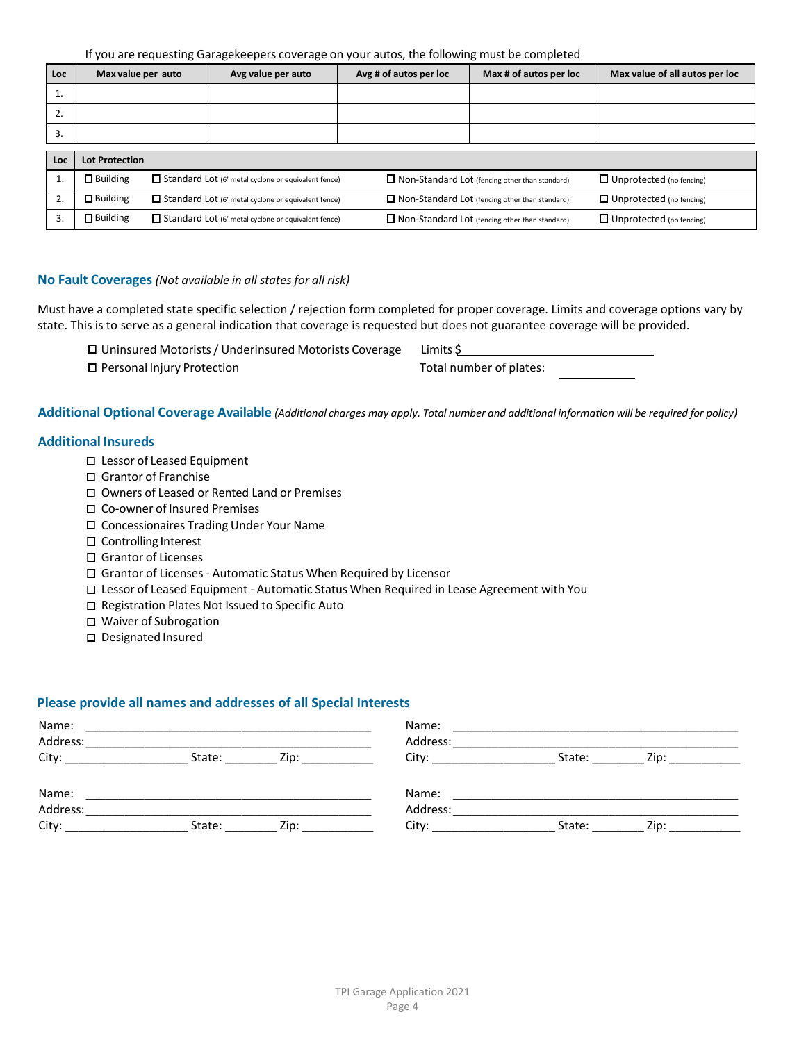If you are requesting Garagekeepers coverage on your autos, the following must be completed

| Loc | Max value per auto | Avg value per auto | Avg # of autos per loc | Max # of autos per loc | Max value of all autos per loc |
|---|---|---|---|---|---|
| 1. | | | | | |
| 2. | | | | | |
| 3. | | | | | |

| Loc | Lot Protection | | | |
|---|---|---|---|---|
| 1. | ☐ Building | ☐ Standard Lot (6' metal cyclone or equivalent fence) | ☐ Non-Standard Lot (fencing other than standard) | ☐ Unprotected (no fencing) |
| 2. | ☐ Building | ☐ Standard Lot (6' metal cyclone or equivalent fence) | ☐ Non-Standard Lot (fencing other than standard) | ☐ Unprotected (no fencing) |
| 3. | ☐ Building | ☐ Standard Lot (6' metal cyclone or equivalent fence) | ☐ Non-Standard Lot (fencing other than standard) | ☐ Unprotected (no fencing) |

## No Fault Coverages *(Not available in all states for all risk)*

Must have a completed state specific selection / rejection form completed for proper coverage. Limits and coverage options vary by state. This is to serve as a general indication that coverage is requested but does not guarantee coverage will be provided.

☐ Uninsured Motorists / Underinsured Motorists Coverage    Limits $ ____________________

☐ Personal Injury Protection    Total number of plates: __________

## Additional Optional Coverage Available *(Additional charges may apply. Total number and additional information will be required for policy)*

## Additional Insureds

- ☐ Lessor of Leased Equipment
- ☐ Grantor of Franchise
- ☐ Owners of Leased or Rented Land or Premises
- ☐ Co-owner of Insured Premises
- ☐ Concessionaires Trading Under Your Name
- ☐ Controlling Interest
- ☐ Grantor of Licenses
- ☐ Grantor of Licenses - Automatic Status When Required by Licensor
- ☐ Lessor of Leased Equipment - Automatic Status When Required in Lease Agreement with You
- ☐ Registration Plates Not Issued to Specific Auto
- ☐ Waiver of Subrogation
- ☐ Designated Insured

## Please provide all names and addresses of all Special Interests

Name: ____________________________________________
Address: __________________________________________
City: ___________________ State: ________ Zip: ___________

Name: ____________________________________________
Address: __________________________________________
City: ___________________ State: ________ Zip: ___________

Name: ____________________________________________
Address: __________________________________________
City: ___________________ State: ________ Zip: ___________

Name: ____________________________________________
Address: __________________________________________
City: ___________________ State: ________ Zip: ___________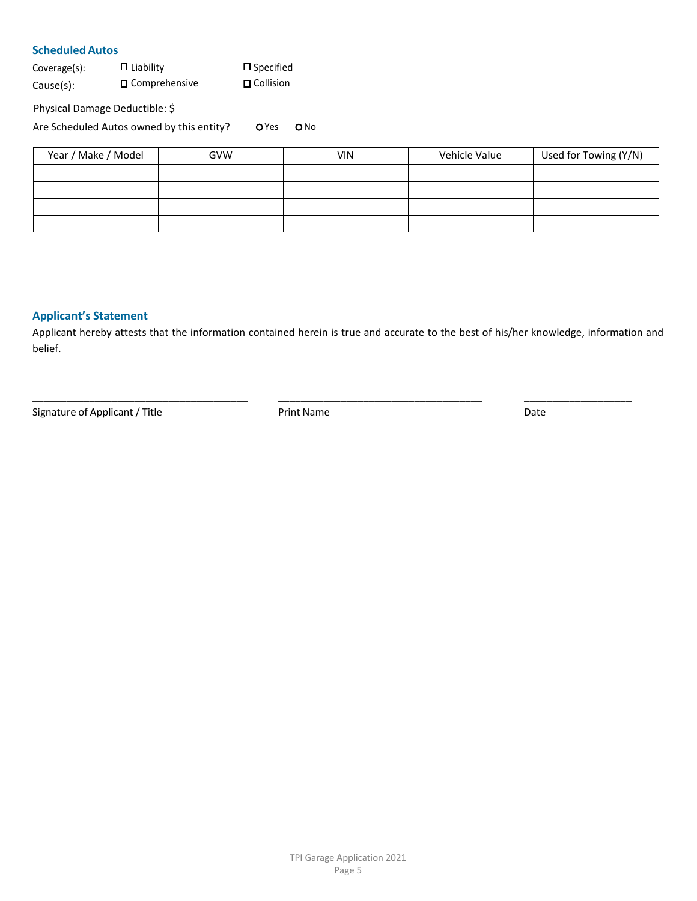## Scheduled Autos

Coverage(s): ☐ Liability ☐ Specified

Cause(s): ☐ Comprehensive ☐ Collision

Physical Damage Deductible: $ ____________________

Are Scheduled Autos owned by this entity? ○ Yes ○ No

| Year / Make / Model | GVW | VIN | Vehicle Value | Used for Towing (Y/N) |
|---|---|---|---|---|
| | | | | |
| | | | | |
| | | | | |
| | | | | |

## Applicant's Statement

Applicant hereby attests that the information contained herein is true and accurate to the best of his/her knowledge, information and belief.

_____________________________________ _____________________________________ ___________________

Signature of Applicant / Title Print Name Date